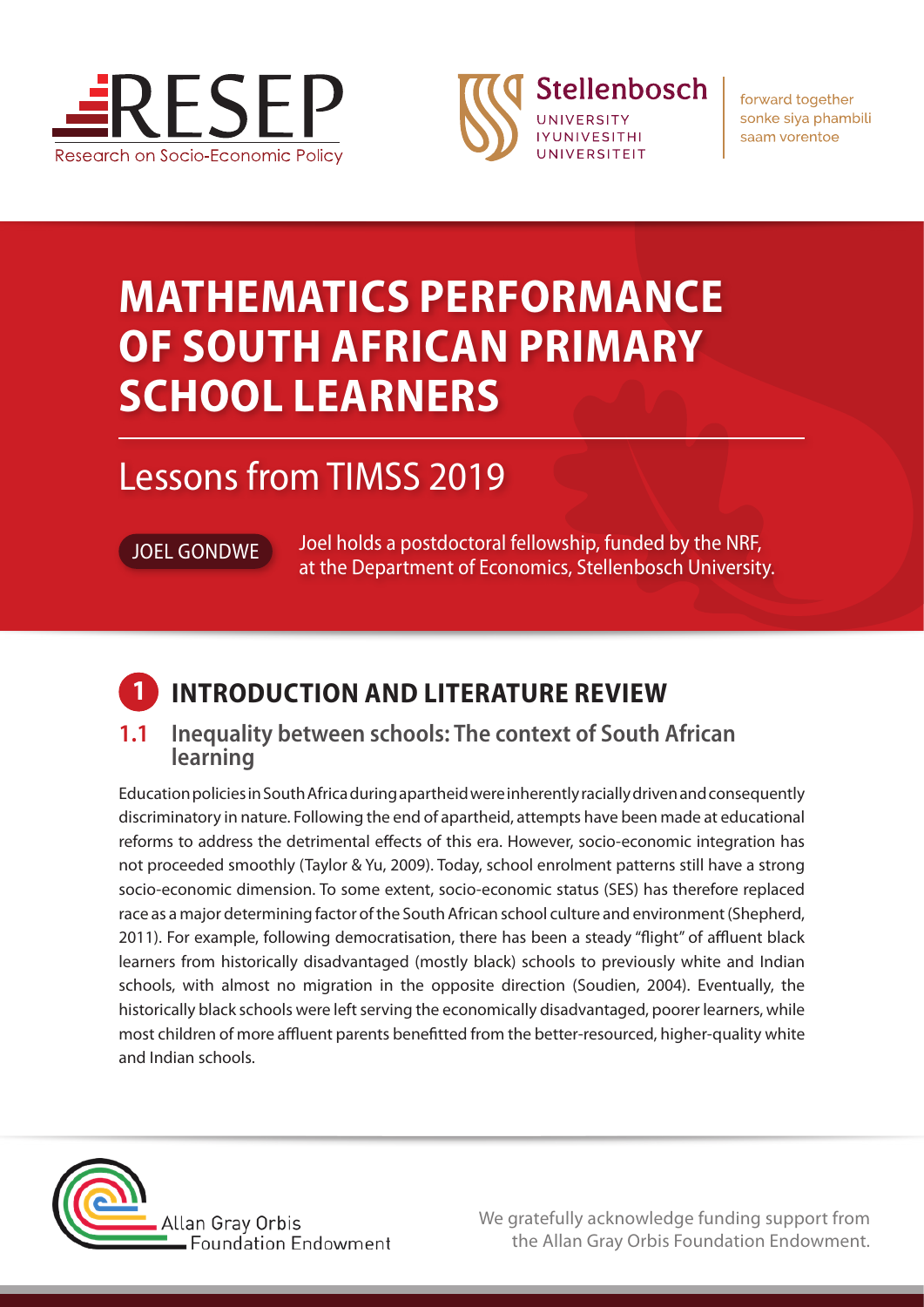RESEP
Research on Socio-Economic Policy

Stellenbosch UNIVERSITY IYUNIVESITHI UNIVERSITEIT

forward together
sonke siya phambili
saam vorentoe

# MATHEMATICS PERFORMANCE OF SOUTH AFRICAN PRIMARY SCHOOL LEARNERS

## Lessons from TIMSS 2019

JOEL GONDWE

Joel holds a postdoctoral fellowship, funded by the NRF, at the Department of Economics, Stellenbosch University.

## 1 INTRODUCTION AND LITERATURE REVIEW

### 1.1 Inequality between schools: The context of South African learning

Education policies in South Africa during apartheid were inherently racially driven and consequently discriminatory in nature. Following the end of apartheid, attempts have been made at educational reforms to address the detrimental effects of this era. However, socio-economic integration has not proceeded smoothly (Taylor & Yu, 2009). Today, school enrolment patterns still have a strong socio-economic dimension. To some extent, socio-economic status (SES) has therefore replaced race as a major determining factor of the South African school culture and environment (Shepherd, 2011). For example, following democratisation, there has been a steady "flight" of affluent black learners from historically disadvantaged (mostly black) schools to previously white and Indian schools, with almost no migration in the opposite direction (Soudien, 2004). Eventually, the historically black schools were left serving the economically disadvantaged, poorer learners, while most children of more affluent parents benefitted from the better-resourced, higher-quality white and Indian schools.

Allan Gray Orbis Foundation Endowment

We gratefully acknowledge funding support from the Allan Gray Orbis Foundation Endowment.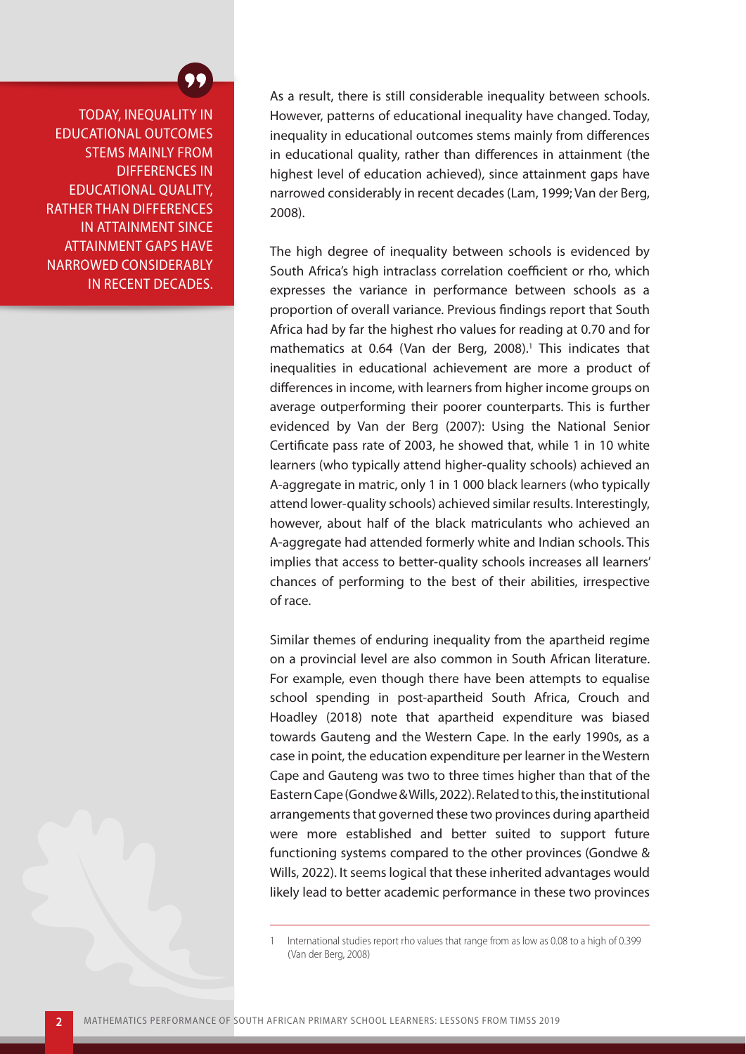> TODAY, INEQUALITY IN EDUCATIONAL OUTCOMES STEMS MAINLY FROM DIFFERENCES IN EDUCATIONAL QUALITY, RATHER THAN DIFFERENCES IN ATTAINMENT SINCE ATTAINMENT GAPS HAVE NARROWED CONSIDERABLY IN RECENT DECADES.

As a result, there is still considerable inequality between schools. However, patterns of educational inequality have changed. Today, inequality in educational outcomes stems mainly from differences in educational quality, rather than differences in attainment (the highest level of education achieved), since attainment gaps have narrowed considerably in recent decades (Lam, 1999; Van der Berg, 2008).

The high degree of inequality between schools is evidenced by South Africa's high intraclass correlation coefficient or rho, which expresses the variance in performance between schools as a proportion of overall variance. Previous findings report that South Africa had by far the highest rho values for reading at 0.70 and for mathematics at 0.64 (Van der Berg, 2008).[1] This indicates that inequalities in educational achievement are more a product of differences in income, with learners from higher income groups on average outperforming their poorer counterparts. This is further evidenced by Van der Berg (2007): Using the National Senior Certificate pass rate of 2003, he showed that, while 1 in 10 white learners (who typically attend higher-quality schools) achieved an A-aggregate in matric, only 1 in 1 000 black learners (who typically attend lower-quality schools) achieved similar results. Interestingly, however, about half of the black matriculants who achieved an A-aggregate had attended formerly white and Indian schools. This implies that access to better-quality schools increases all learners' chances of performing to the best of their abilities, irrespective of race.

Similar themes of enduring inequality from the apartheid regime on a provincial level are also common in South African literature. For example, even though there have been attempts to equalise school spending in post-apartheid South Africa, Crouch and Hoadley (2018) note that apartheid expenditure was biased towards Gauteng and the Western Cape. In the early 1990s, as a case in point, the education expenditure per learner in the Western Cape and Gauteng was two to three times higher than that of the Eastern Cape (Gondwe & Wills, 2022). Related to this, the institutional arrangements that governed these two provinces during apartheid were more established and better suited to support future functioning systems compared to the other provinces (Gondwe & Wills, 2022). It seems logical that these inherited advantages would likely lead to better academic performance in these two provinces

---

1 International studies report rho values that range from as low as 0.08 to a high of 0.399 (Van der Berg, 2008)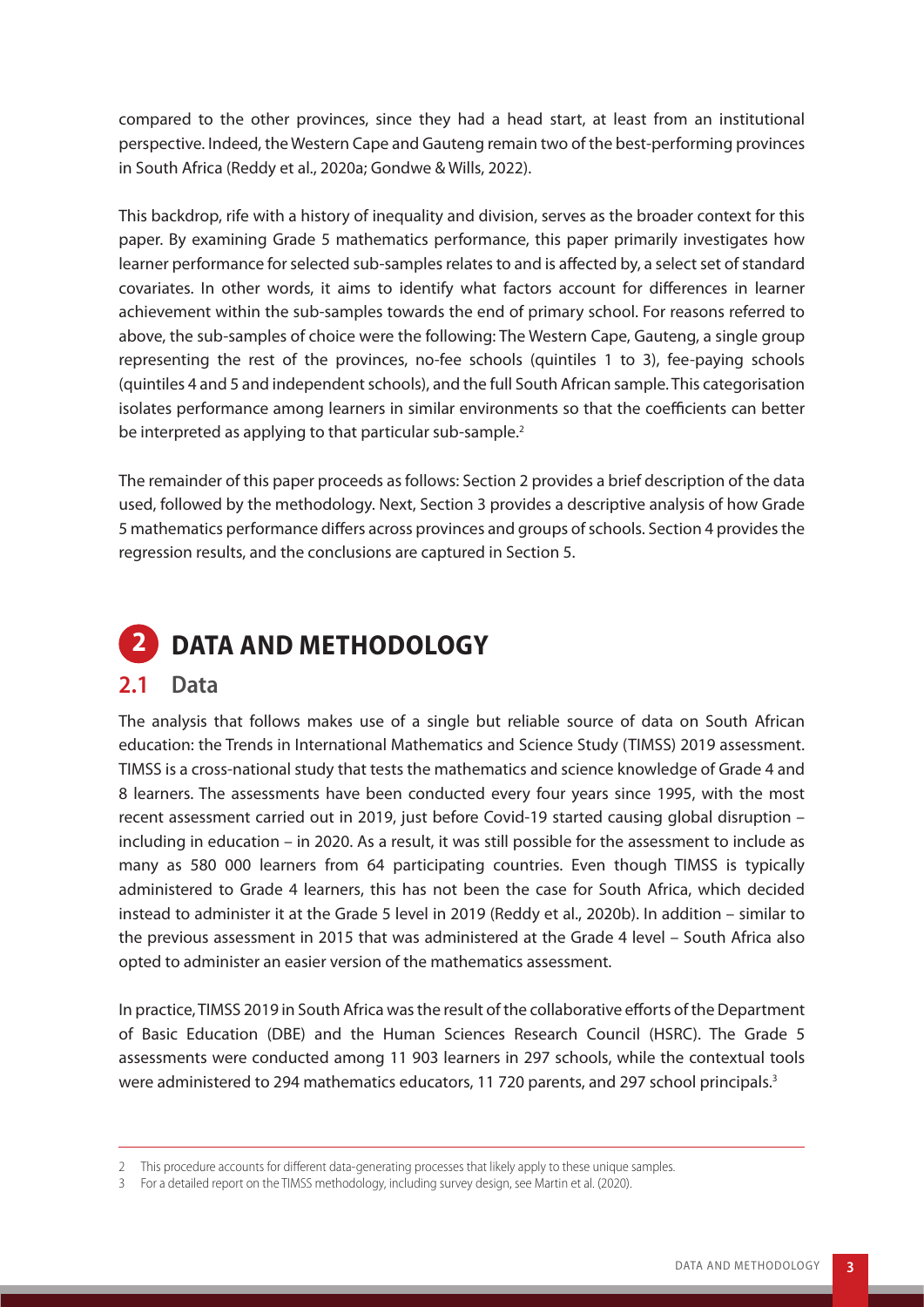compared to the other provinces, since they had a head start, at least from an institutional perspective. Indeed, the Western Cape and Gauteng remain two of the best-performing provinces in South Africa (Reddy et al., 2020a; Gondwe & Wills, 2022).

This backdrop, rife with a history of inequality and division, serves as the broader context for this paper. By examining Grade 5 mathematics performance, this paper primarily investigates how learner performance for selected sub-samples relates to and is affected by, a select set of standard covariates. In other words, it aims to identify what factors account for differences in learner achievement within the sub-samples towards the end of primary school. For reasons referred to above, the sub-samples of choice were the following: The Western Cape, Gauteng, a single group representing the rest of the provinces, no-fee schools (quintiles 1 to 3), fee-paying schools (quintiles 4 and 5 and independent schools), and the full South African sample. This categorisation isolates performance among learners in similar environments so that the coefficients can better be interpreted as applying to that particular sub-sample.[2]

The remainder of this paper proceeds as follows: Section 2 provides a brief description of the data used, followed by the methodology. Next, Section 3 provides a descriptive analysis of how Grade 5 mathematics performance differs across provinces and groups of schools. Section 4 provides the regression results, and the conclusions are captured in Section 5.

# 2 DATA AND METHODOLOGY

## 2.1 Data

The analysis that follows makes use of a single but reliable source of data on South African education: the Trends in International Mathematics and Science Study (TIMSS) 2019 assessment. TIMSS is a cross-national study that tests the mathematics and science knowledge of Grade 4 and 8 learners. The assessments have been conducted every four years since 1995, with the most recent assessment carried out in 2019, just before Covid-19 started causing global disruption – including in education – in 2020. As a result, it was still possible for the assessment to include as many as 580 000 learners from 64 participating countries. Even though TIMSS is typically administered to Grade 4 learners, this has not been the case for South Africa, which decided instead to administer it at the Grade 5 level in 2019 (Reddy et al., 2020b). In addition – similar to the previous assessment in 2015 that was administered at the Grade 4 level – South Africa also opted to administer an easier version of the mathematics assessment.

In practice, TIMSS 2019 in South Africa was the result of the collaborative efforts of the Department of Basic Education (DBE) and the Human Sciences Research Council (HSRC). The Grade 5 assessments were conducted among 11 903 learners in 297 schools, while the contextual tools were administered to 294 mathematics educators, 11 720 parents, and 297 school principals.[3]

---

2 This procedure accounts for different data-generating processes that likely apply to these unique samples.

3 For a detailed report on the TIMSS methodology, including survey design, see Martin et al. (2020).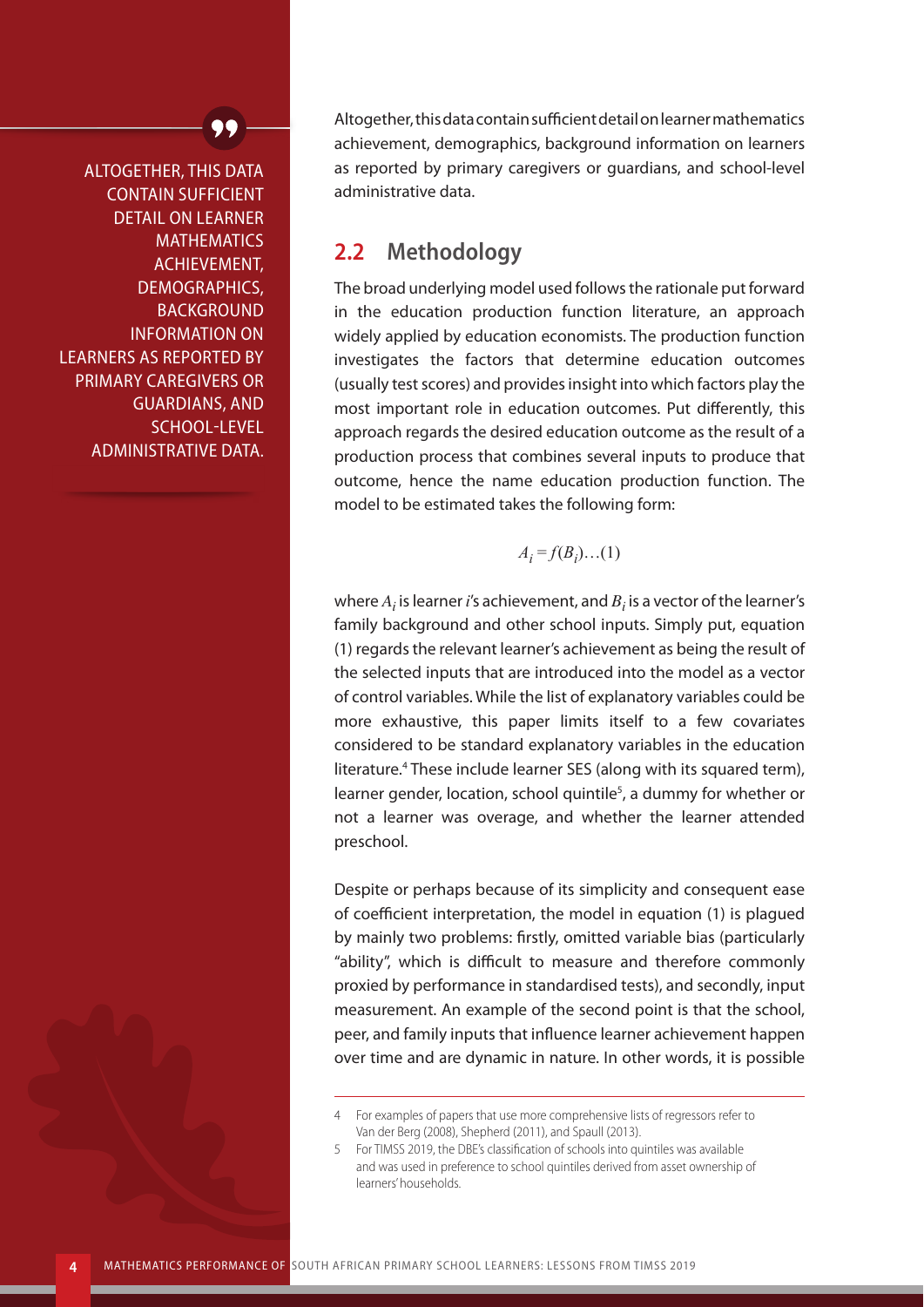Altogether, this data contain sufficient detail on learner mathematics achievement, demographics, background information on learners as reported by primary caregivers or guardians, and school-level administrative data.

## 2.2 Methodology

The broad underlying model used follows the rationale put forward in the education production function literature, an approach widely applied by education economists. The production function investigates the factors that determine education outcomes (usually test scores) and provides insight into which factors play the most important role in education outcomes. Put differently, this approach regards the desired education outcome as the result of a production process that combines several inputs to produce that outcome, hence the name education production function. The model to be estimated takes the following form:

$$A_i = f(B_i)\ldots(1)$$

where $A_i$ is learner $i$'s achievement, and $B_i$ is a vector of the learner's family background and other school inputs. Simply put, equation (1) regards the relevant learner's achievement as being the result of the selected inputs that are introduced into the model as a vector of control variables. While the list of explanatory variables could be more exhaustive, this paper limits itself to a few covariates considered to be standard explanatory variables in the education literature.[4] These include learner SES (along with its squared term), learner gender, location, school quintile[5], a dummy for whether or not a learner was overage, and whether the learner attended preschool.

Despite or perhaps because of its simplicity and consequent ease of coefficient interpretation, the model in equation (1) is plagued by mainly two problems: firstly, omitted variable bias (particularly "ability", which is difficult to measure and therefore commonly proxied by performance in standardised tests), and secondly, input measurement. An example of the second point is that the school, peer, and family inputs that influence learner achievement happen over time and are dynamic in nature. In other words, it is possible

4 For examples of papers that use more comprehensive lists of regressors refer to Van der Berg (2008), Shepherd (2011), and Spaull (2013).

5 For TIMSS 2019, the DBE's classification of schools into quintiles was available and was used in preference to school quintiles derived from asset ownership of learners' households.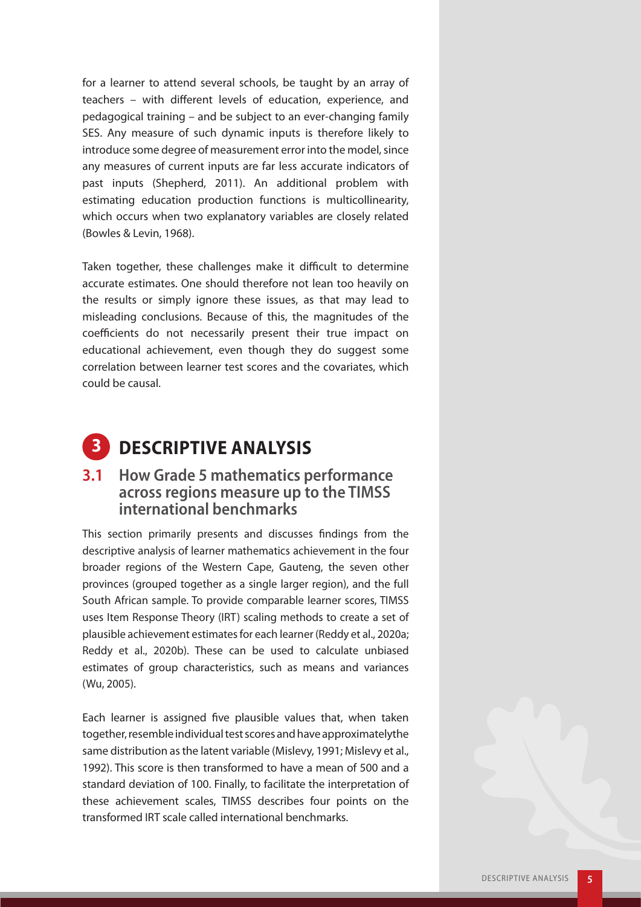for a learner to attend several schools, be taught by an array of teachers – with different levels of education, experience, and pedagogical training – and be subject to an ever-changing family SES. Any measure of such dynamic inputs is therefore likely to introduce some degree of measurement error into the model, since any measures of current inputs are far less accurate indicators of past inputs (Shepherd, 2011). An additional problem with estimating education production functions is multicollinearity, which occurs when two explanatory variables are closely related (Bowles & Levin, 1968).

Taken together, these challenges make it difficult to determine accurate estimates. One should therefore not lean too heavily on the results or simply ignore these issues, as that may lead to misleading conclusions. Because of this, the magnitudes of the coefficients do not necessarily present their true impact on educational achievement, even though they do suggest some correlation between learner test scores and the covariates, which could be causal.

# 3 DESCRIPTIVE ANALYSIS

## 3.1 How Grade 5 mathematics performance across regions measure up to the TIMSS international benchmarks

This section primarily presents and discusses findings from the descriptive analysis of learner mathematics achievement in the four broader regions of the Western Cape, Gauteng, the seven other provinces (grouped together as a single larger region), and the full South African sample. To provide comparable learner scores, TIMSS uses Item Response Theory (IRT) scaling methods to create a set of plausible achievement estimates for each learner (Reddy et al., 2020a; Reddy et al., 2020b). These can be used to calculate unbiased estimates of group characteristics, such as means and variances (Wu, 2005).

Each learner is assigned five plausible values that, when taken together, resemble individual test scores and have approximatelythe same distribution as the latent variable (Mislevy, 1991; Mislevy et al., 1992). This score is then transformed to have a mean of 500 and a standard deviation of 100. Finally, to facilitate the interpretation of these achievement scales, TIMSS describes four points on the transformed IRT scale called international benchmarks.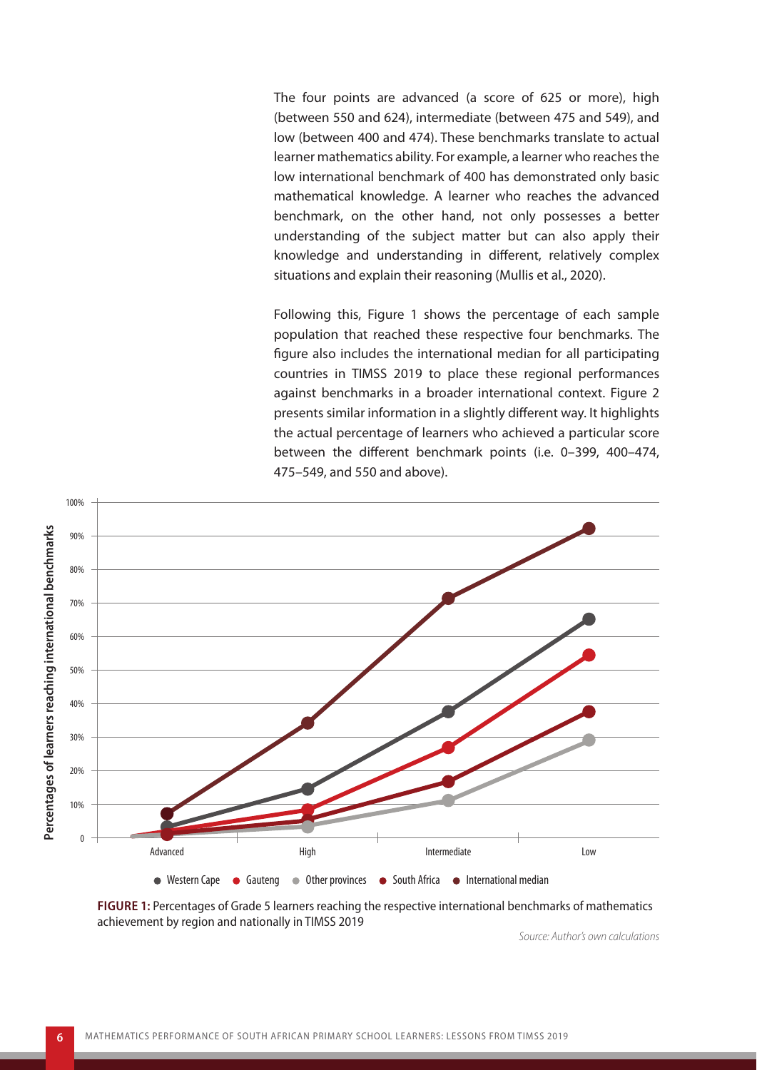The four points are advanced (a score of 625 or more), high (between 550 and 624), intermediate (between 475 and 549), and low (between 400 and 474). These benchmarks translate to actual learner mathematics ability. For example, a learner who reaches the low international benchmark of 400 has demonstrated only basic mathematical knowledge. A learner who reaches the advanced benchmark, on the other hand, not only possesses a better understanding of the subject matter but can also apply their knowledge and understanding in different, relatively complex situations and explain their reasoning (Mullis et al., 2020).

Following this, Figure 1 shows the percentage of each sample population that reached these respective four benchmarks. The figure also includes the international median for all participating countries in TIMSS 2019 to place these regional performances against benchmarks in a broader international context. Figure 2 presents similar information in a slightly different way. It highlights the actual percentage of learners who achieved a particular score between the different benchmark points (i.e. 0–399, 400–474, 475–549, and 550 and above).

**FIGURE 1:** Percentages of Grade 5 learners reaching the respective international benchmarks of mathematics achievement by region and nationally in TIMSS 2019

*Source: Author's own calculations*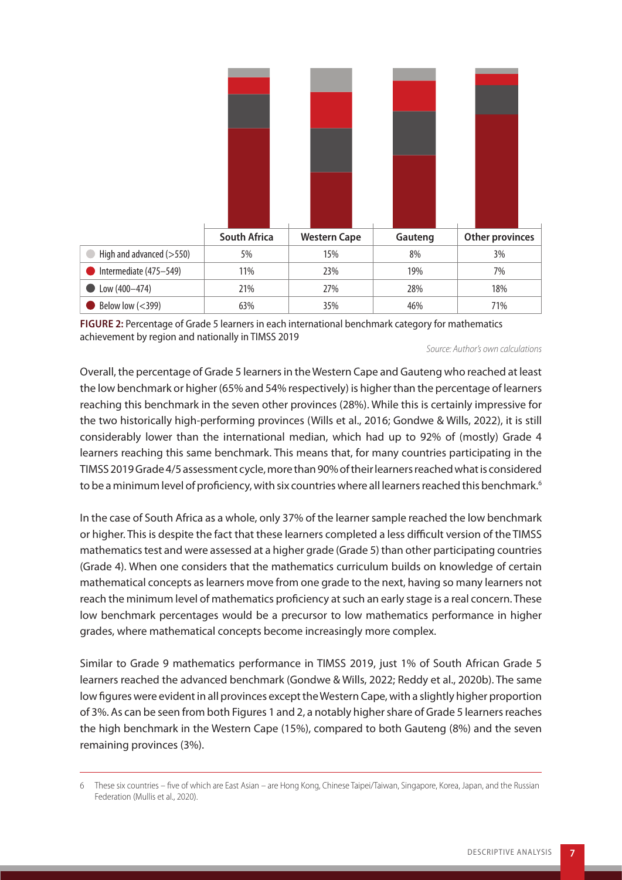| | South Africa | Western Cape | Gauteng | Other provinces |
|---|---|---|---|---|
| High and advanced (>550) | 5% | 15% | 8% | 3% |
| Intermediate (475–549) | 11% | 23% | 19% | 7% |
| Low (400–474) | 21% | 27% | 28% | 18% |
| Below low (<399) | 63% | 35% | 46% | 71% |

**FIGURE 2:** Percentage of Grade 5 learners in each international benchmark category for mathematics achievement by region and nationally in TIMSS 2019

*Source: Author's own calculations*

Overall, the percentage of Grade 5 learners in the Western Cape and Gauteng who reached at least the low benchmark or higher (65% and 54% respectively) is higher than the percentage of learners reaching this benchmark in the seven other provinces (28%). While this is certainly impressive for the two historically high-performing provinces (Wills et al., 2016; Gondwe & Wills, 2022), it is still considerably lower than the international median, which had up to 92% of (mostly) Grade 4 learners reaching this same benchmark. This means that, for many countries participating in the TIMSS 2019 Grade 4/5 assessment cycle, more than 90% of their learners reached what is considered to be a minimum level of proficiency, with six countries where all learners reached this benchmark.[6]

In the case of South Africa as a whole, only 37% of the learner sample reached the low benchmark or higher. This is despite the fact that these learners completed a less difficult version of the TIMSS mathematics test and were assessed at a higher grade (Grade 5) than other participating countries (Grade 4). When one considers that the mathematics curriculum builds on knowledge of certain mathematical concepts as learners move from one grade to the next, having so many learners not reach the minimum level of mathematics proficiency at such an early stage is a real concern. These low benchmark percentages would be a precursor to low mathematics performance in higher grades, where mathematical concepts become increasingly more complex.

Similar to Grade 9 mathematics performance in TIMSS 2019, just 1% of South African Grade 5 learners reached the advanced benchmark (Gondwe & Wills, 2022; Reddy et al., 2020b). The same low figures were evident in all provinces except the Western Cape, with a slightly higher proportion of 3%. As can be seen from both Figures 1 and 2, a notably higher share of Grade 5 learners reaches the high benchmark in the Western Cape (15%), compared to both Gauteng (8%) and the seven remaining provinces (3%).

---

6 These six countries – five of which are East Asian – are Hong Kong, Chinese Taipei/Taiwan, Singapore, Korea, Japan, and the Russian Federation (Mullis et al., 2020).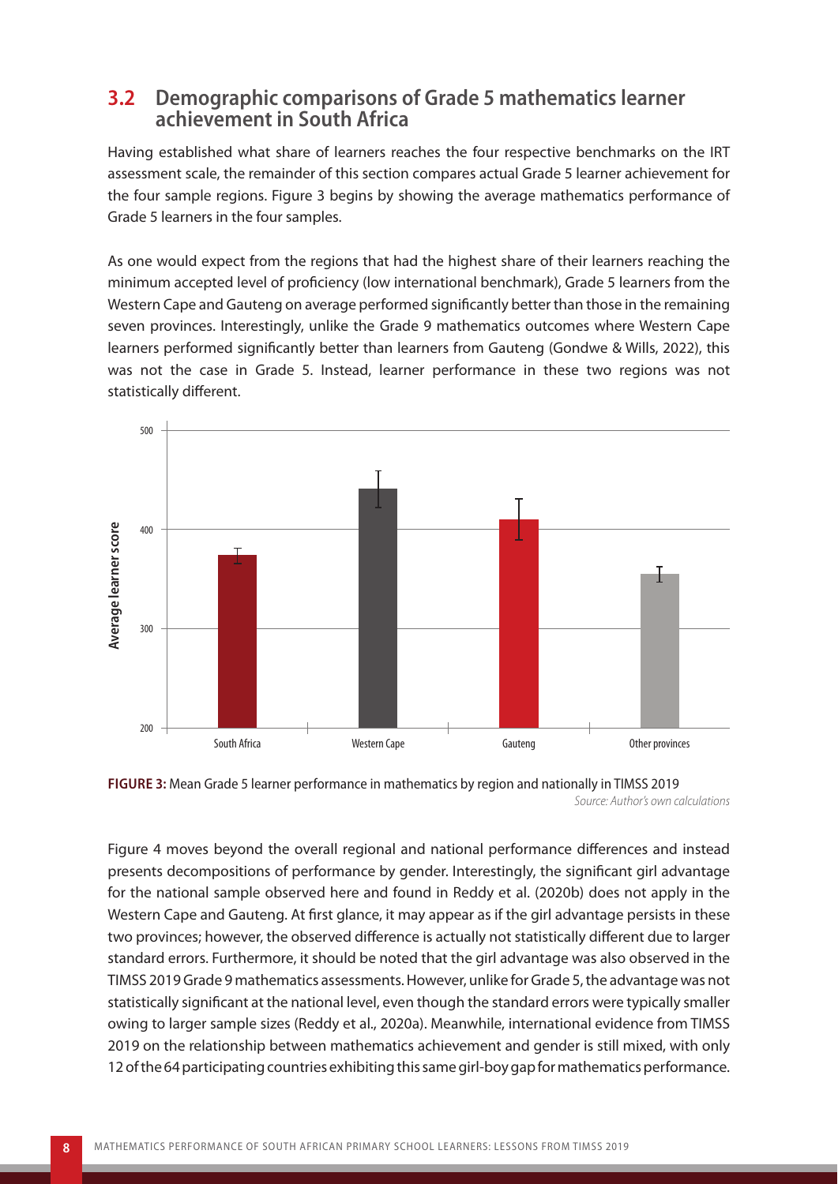## 3.2 Demographic comparisons of Grade 5 mathematics learner achievement in South Africa

Having established what share of learners reaches the four respective benchmarks on the IRT assessment scale, the remainder of this section compares actual Grade 5 learner achievement for the four sample regions. Figure 3 begins by showing the average mathematics performance of Grade 5 learners in the four samples.

As one would expect from the regions that had the highest share of their learners reaching the minimum accepted level of proficiency (low international benchmark), Grade 5 learners from the Western Cape and Gauteng on average performed significantly better than those in the remaining seven provinces. Interestingly, unlike the Grade 9 mathematics outcomes where Western Cape learners performed significantly better than learners from Gauteng (Gondwe & Wills, 2022), this was not the case in Grade 5. Instead, learner performance in these two regions was not statistically different.

**FIGURE 3:** Mean Grade 5 learner performance in mathematics by region and nationally in TIMSS 2019

*Source: Author's own calculations*

Figure 4 moves beyond the overall regional and national performance differences and instead presents decompositions of performance by gender. Interestingly, the significant girl advantage for the national sample observed here and found in Reddy et al. (2020b) does not apply in the Western Cape and Gauteng. At first glance, it may appear as if the girl advantage persists in these two provinces; however, the observed difference is actually not statistically different due to larger standard errors. Furthermore, it should be noted that the girl advantage was also observed in the TIMSS 2019 Grade 9 mathematics assessments. However, unlike for Grade 5, the advantage was not statistically significant at the national level, even though the standard errors were typically smaller owing to larger sample sizes (Reddy et al., 2020a). Meanwhile, international evidence from TIMSS 2019 on the relationship between mathematics achievement and gender is still mixed, with only 12 of the 64 participating countries exhibiting this same girl-boy gap for mathematics performance.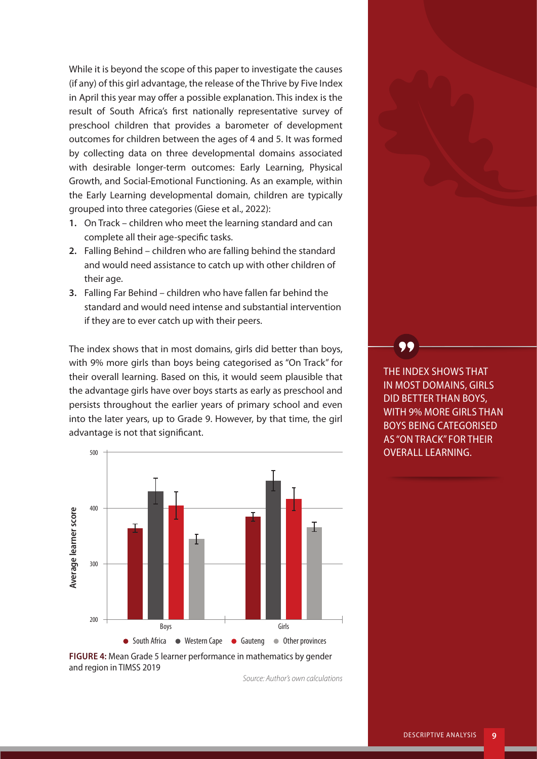While it is beyond the scope of this paper to investigate the causes (if any) of this girl advantage, the release of the Thrive by Five Index in April this year may offer a possible explanation. This index is the result of South Africa's first nationally representative survey of preschool children that provides a barometer of development outcomes for children between the ages of 4 and 5. It was formed by collecting data on three developmental domains associated with desirable longer-term outcomes: Early Learning, Physical Growth, and Social-Emotional Functioning. As an example, within the Early Learning developmental domain, children are typically grouped into three categories (Giese et al., 2022):

1. On Track – children who meet the learning standard and can complete all their age-specific tasks.
2. Falling Behind – children who are falling behind the standard and would need assistance to catch up with other children of their age.
3. Falling Far Behind – children who have fallen far behind the standard and would need intense and substantial intervention if they are to ever catch up with their peers.

The index shows that in most domains, girls did better than boys, with 9% more girls than boys being categorised as "On Track" for their overall learning. Based on this, it would seem plausible that the advantage girls have over boys starts as early as preschool and persists throughout the earlier years of primary school and even into the later years, up to Grade 9. However, by that time, the girl advantage is not that significant.

> THE INDEX SHOWS THAT IN MOST DOMAINS, GIRLS DID BETTER THAN BOYS, WITH 9% MORE GIRLS THAN BOYS BEING CATEGORISED AS "ON TRACK" FOR THEIR OVERALL LEARNING.

**FIGURE 4:** Mean Grade 5 learner performance in mathematics by gender and region in TIMSS 2019

*Source: Author's own calculations*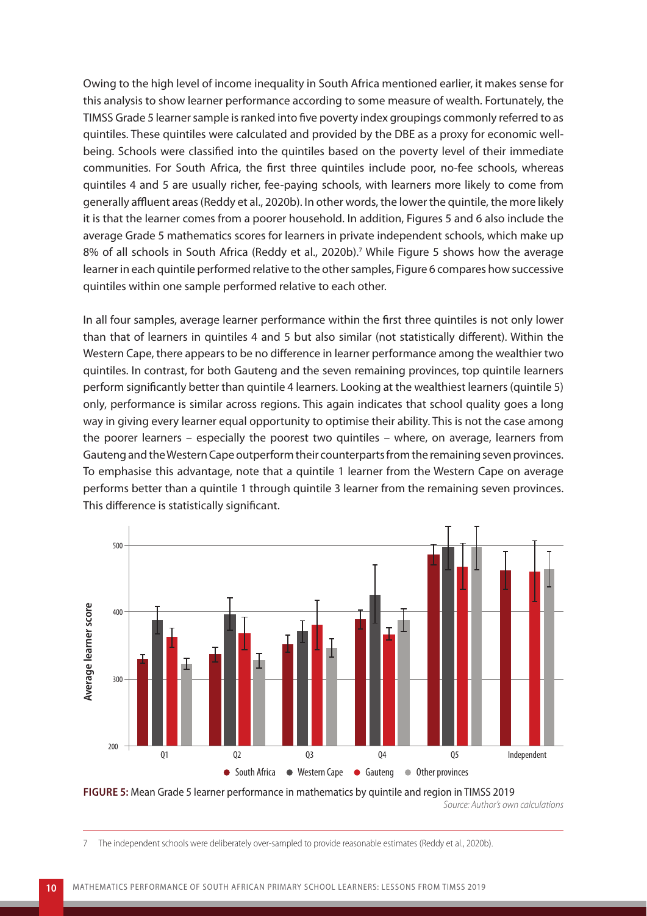Owing to the high level of income inequality in South Africa mentioned earlier, it makes sense for this analysis to show learner performance according to some measure of wealth. Fortunately, the TIMSS Grade 5 learner sample is ranked into five poverty index groupings commonly referred to as quintiles. These quintiles were calculated and provided by the DBE as a proxy for economic well-being. Schools were classified into the quintiles based on the poverty level of their immediate communities. For South Africa, the first three quintiles include poor, no-fee schools, whereas quintiles 4 and 5 are usually richer, fee-paying schools, with learners more likely to come from generally affluent areas (Reddy et al., 2020b). In other words, the lower the quintile, the more likely it is that the learner comes from a poorer household. In addition, Figures 5 and 6 also include the average Grade 5 mathematics scores for learners in private independent schools, which make up 8% of all schools in South Africa (Reddy et al., 2020b).[7] While Figure 5 shows how the average learner in each quintile performed relative to the other samples, Figure 6 compares how successive quintiles within one sample performed relative to each other.

In all four samples, average learner performance within the first three quintiles is not only lower than that of learners in quintiles 4 and 5 but also similar (not statistically different). Within the Western Cape, there appears to be no difference in learner performance among the wealthier two quintiles. In contrast, for both Gauteng and the seven remaining provinces, top quintile learners perform significantly better than quintile 4 learners. Looking at the wealthiest learners (quintile 5) only, performance is similar across regions. This again indicates that school quality goes a long way in giving every learner equal opportunity to optimise their ability. This is not the case among the poorer learners – especially the poorest two quintiles – where, on average, learners from Gauteng and the Western Cape outperform their counterparts from the remaining seven provinces. To emphasise this advantage, note that a quintile 1 learner from the Western Cape on average performs better than a quintile 1 through quintile 3 learner from the remaining seven provinces. This difference is statistically significant.

**FIGURE 5:** Mean Grade 5 learner performance in mathematics by quintile and region in TIMSS 2019

*Source: Author's own calculations*

7 The independent schools were deliberately over-sampled to provide reasonable estimates (Reddy et al., 2020b).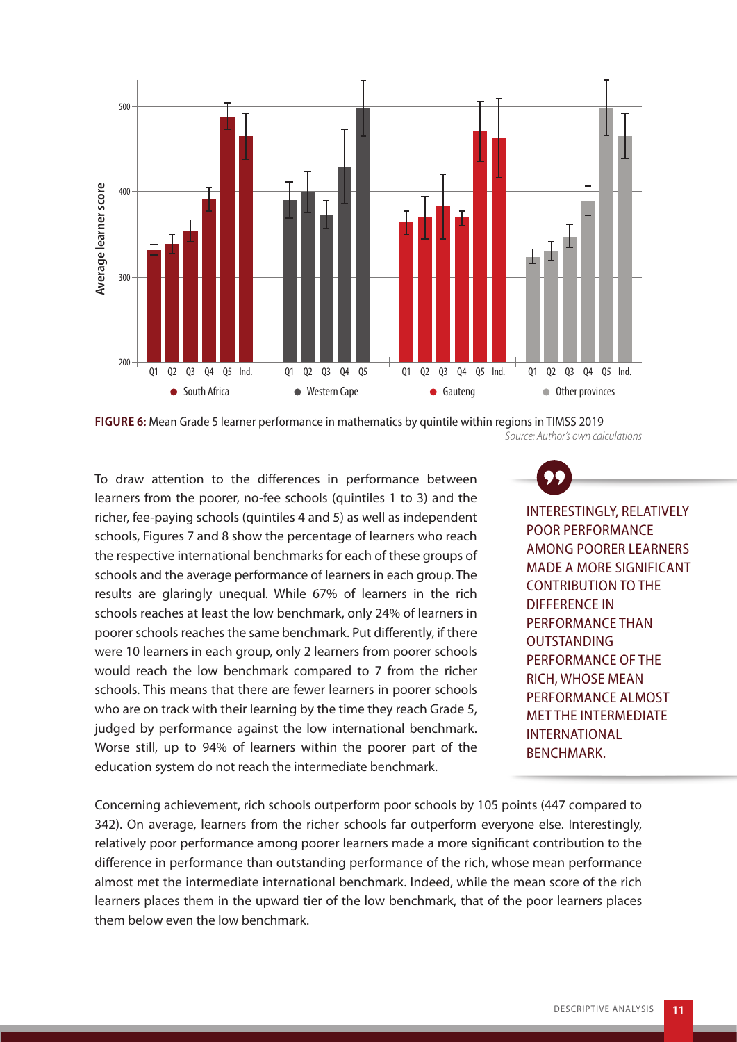FIGURE 6: Mean Grade 5 learner performance in mathematics by quintile within regions in TIMSS 2019

*Source: Author's own calculations*

To draw attention to the differences in performance between learners from the poorer, no-fee schools (quintiles 1 to 3) and the richer, fee-paying schools (quintiles 4 and 5) as well as independent schools, Figures 7 and 8 show the percentage of learners who reach the respective international benchmarks for each of these groups of schools and the average performance of learners in each group. The results are glaringly unequal. While 67% of learners in the rich schools reaches at least the low benchmark, only 24% of learners in poorer schools reaches the same benchmark. Put differently, if there were 10 learners in each group, only 2 learners from poorer schools would reach the low benchmark compared to 7 from the richer schools. This means that there are fewer learners in poorer schools who are on track with their learning by the time they reach Grade 5, judged by performance against the low international benchmark. Worse still, up to 94% of learners within the poorer part of the education system do not reach the intermediate benchmark.

> INTERESTINGLY, RELATIVELY POOR PERFORMANCE AMONG POORER LEARNERS MADE A MORE SIGNIFICANT CONTRIBUTION TO THE DIFFERENCE IN PERFORMANCE THAN OUTSTANDING PERFORMANCE OF THE RICH, WHOSE MEAN PERFORMANCE ALMOST MET THE INTERMEDIATE INTERNATIONAL BENCHMARK.

Concerning achievement, rich schools outperform poor schools by 105 points (447 compared to 342). On average, learners from the richer schools far outperform everyone else. Interestingly, relatively poor performance among poorer learners made a more significant contribution to the difference in performance than outstanding performance of the rich, whose mean performance almost met the intermediate international benchmark. Indeed, while the mean score of the rich learners places them in the upward tier of the low benchmark, that of the poor learners places them below even the low benchmark.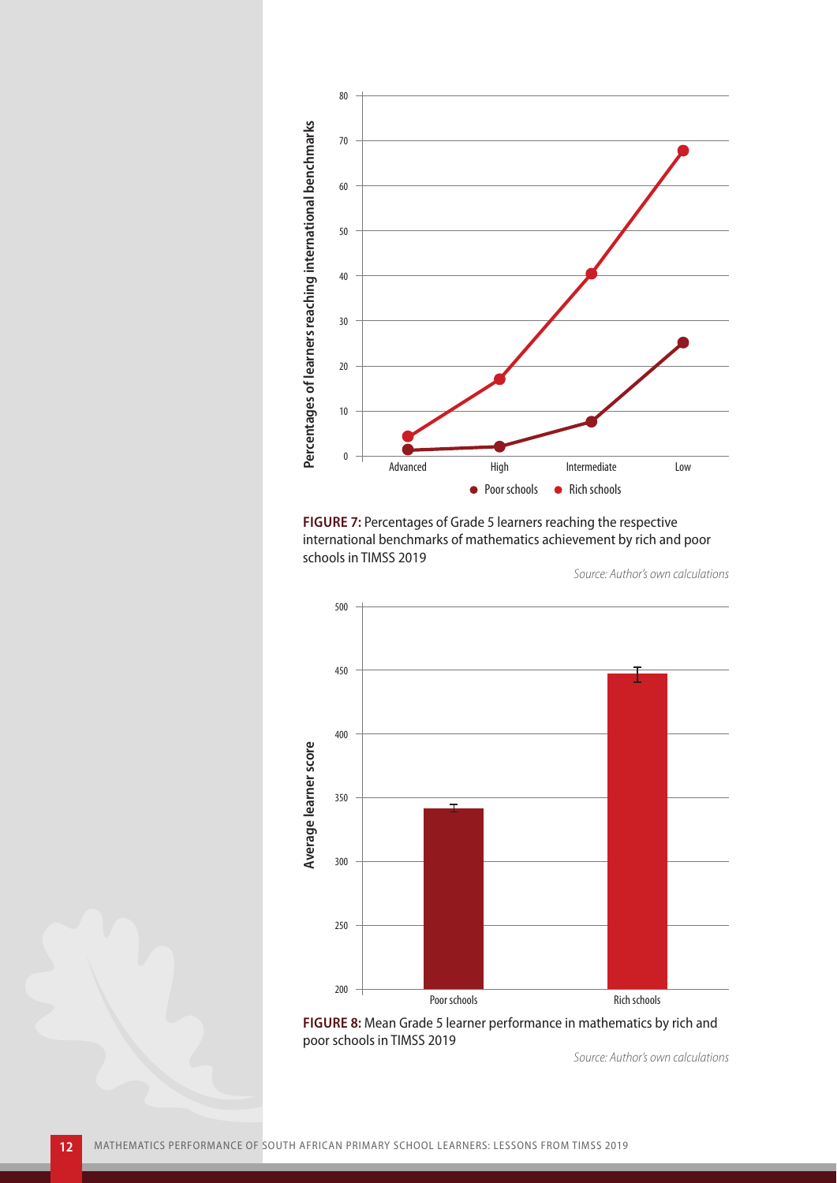FIGURE 7: Percentages of Grade 5 learners reaching the respective international benchmarks of mathematics achievement by rich and poor schools in TIMSS 2019

*Source: Author's own calculations*

FIGURE 8: Mean Grade 5 learner performance in mathematics by rich and poor schools in TIMSS 2019

*Source: Author's own calculations*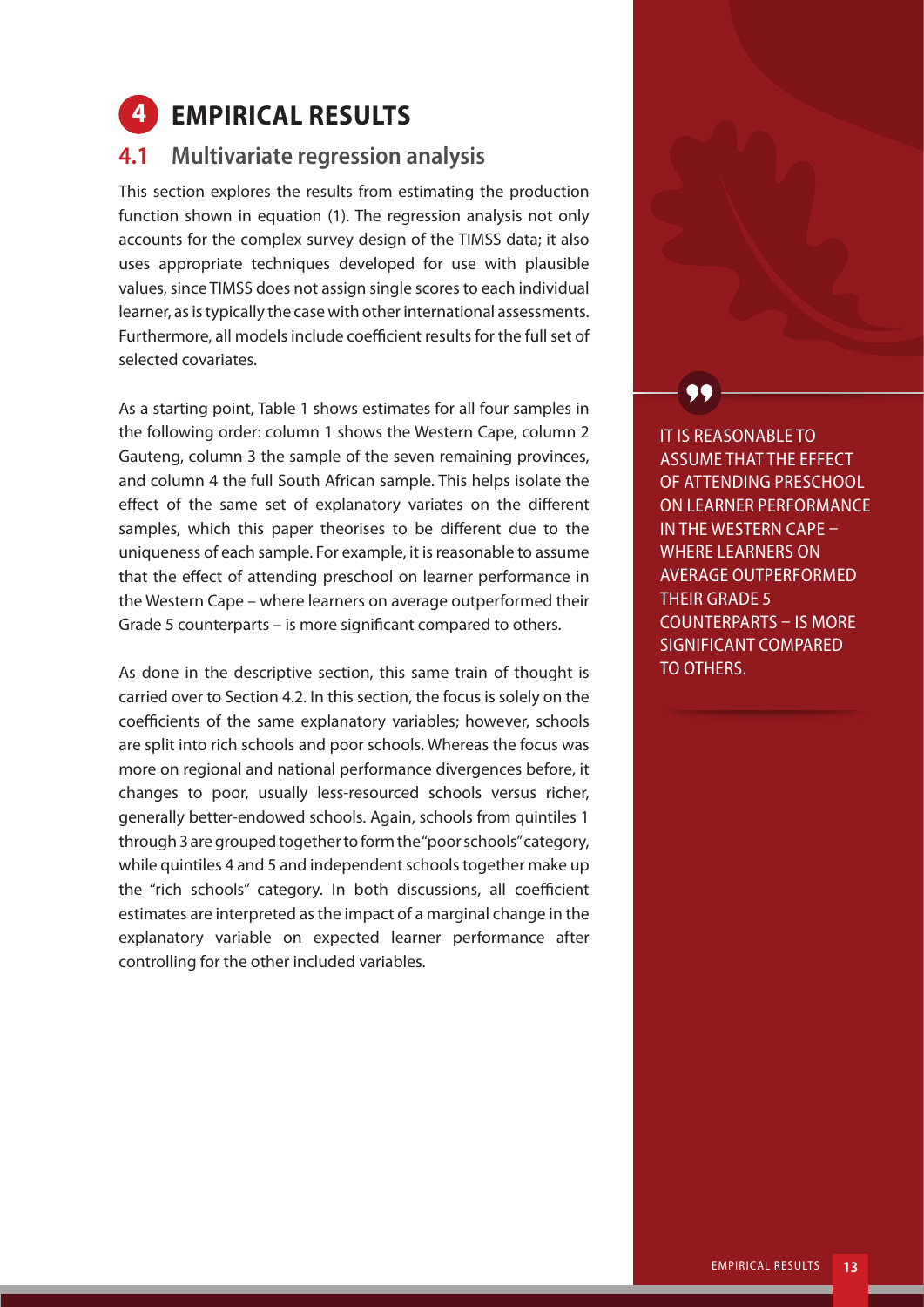# 4 EMPIRICAL RESULTS

## 4.1 Multivariate regression analysis

This section explores the results from estimating the production function shown in equation (1). The regression analysis not only accounts for the complex survey design of the TIMSS data; it also uses appropriate techniques developed for use with plausible values, since TIMSS does not assign single scores to each individual learner, as is typically the case with other international assessments. Furthermore, all models include coefficient results for the full set of selected covariates.

As a starting point, Table 1 shows estimates for all four samples in the following order: column 1 shows the Western Cape, column 2 Gauteng, column 3 the sample of the seven remaining provinces, and column 4 the full South African sample. This helps isolate the effect of the same set of explanatory variates on the different samples, which this paper theorises to be different due to the uniqueness of each sample. For example, it is reasonable to assume that the effect of attending preschool on learner performance in the Western Cape – where learners on average outperformed their Grade 5 counterparts – is more significant compared to others.

As done in the descriptive section, this same train of thought is carried over to Section 4.2. In this section, the focus is solely on the coefficients of the same explanatory variables; however, schools are split into rich schools and poor schools. Whereas the focus was more on regional and national performance divergences before, it changes to poor, usually less-resourced schools versus richer, generally better-endowed schools. Again, schools from quintiles 1 through 3 are grouped together to form the "poor schools" category, while quintiles 4 and 5 and independent schools together make up the "rich schools" category. In both discussions, all coefficient estimates are interpreted as the impact of a marginal change in the explanatory variable on expected learner performance after controlling for the other included variables.

> IT IS REASONABLE TO ASSUME THAT THE EFFECT OF ATTENDING PRESCHOOL ON LEARNER PERFORMANCE IN THE WESTERN CAPE – WHERE LEARNERS ON AVERAGE OUTPERFORMED THEIR GRADE 5 COUNTERPARTS – IS MORE SIGNIFICANT COMPARED TO OTHERS.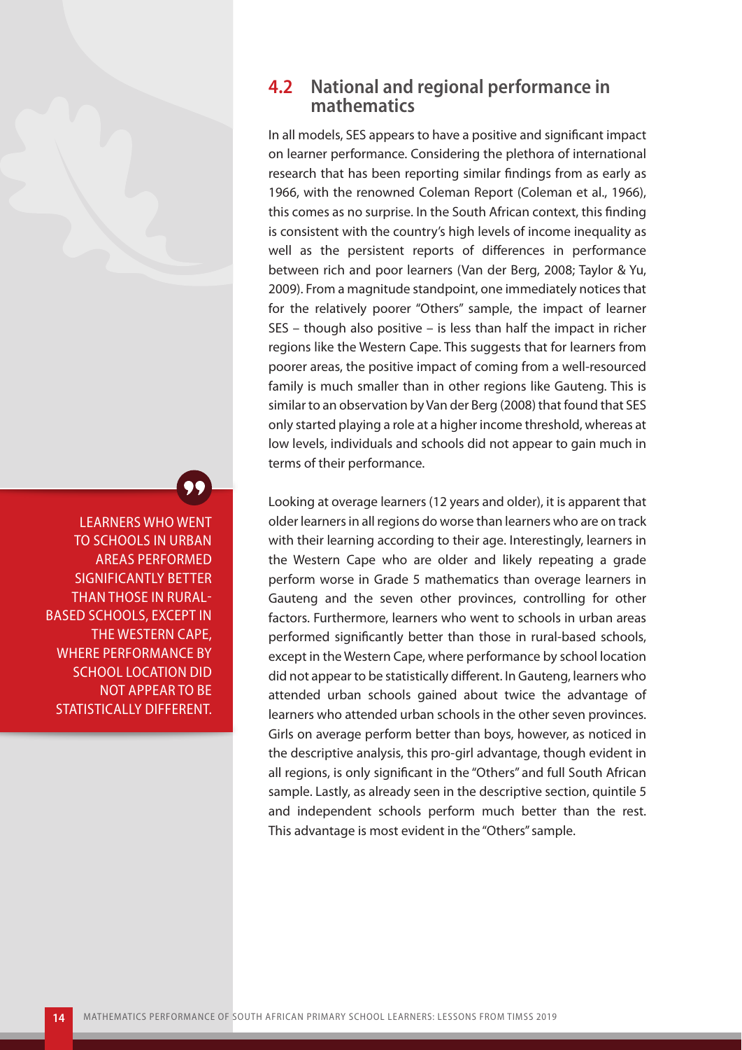## 4.2 National and regional performance in mathematics

In all models, SES appears to have a positive and significant impact on learner performance. Considering the plethora of international research that has been reporting similar findings from as early as 1966, with the renowned Coleman Report (Coleman et al., 1966), this comes as no surprise. In the South African context, this finding is consistent with the country's high levels of income inequality as well as the persistent reports of differences in performance between rich and poor learners (Van der Berg, 2008; Taylor & Yu, 2009). From a magnitude standpoint, one immediately notices that for the relatively poorer "Others" sample, the impact of learner SES – though also positive – is less than half the impact in richer regions like the Western Cape. This suggests that for learners from poorer areas, the positive impact of coming from a well-resourced family is much smaller than in other regions like Gauteng. This is similar to an observation by Van der Berg (2008) that found that SES only started playing a role at a higher income threshold, whereas at low levels, individuals and schools did not appear to gain much in terms of their performance.

> LEARNERS WHO WENT TO SCHOOLS IN URBAN AREAS PERFORMED SIGNIFICANTLY BETTER THAN THOSE IN RURAL-BASED SCHOOLS, EXCEPT IN THE WESTERN CAPE, WHERE PERFORMANCE BY SCHOOL LOCATION DID NOT APPEAR TO BE STATISTICALLY DIFFERENT.

Looking at overage learners (12 years and older), it is apparent that older learners in all regions do worse than learners who are on track with their learning according to their age. Interestingly, learners in the Western Cape who are older and likely repeating a grade perform worse in Grade 5 mathematics than overage learners in Gauteng and the seven other provinces, controlling for other factors. Furthermore, learners who went to schools in urban areas performed significantly better than those in rural-based schools, except in the Western Cape, where performance by school location did not appear to be statistically different. In Gauteng, learners who attended urban schools gained about twice the advantage of learners who attended urban schools in the other seven provinces. Girls on average perform better than boys, however, as noticed in the descriptive analysis, this pro-girl advantage, though evident in all regions, is only significant in the "Others" and full South African sample. Lastly, as already seen in the descriptive section, quintile 5 and independent schools perform much better than the rest. This advantage is most evident in the "Others" sample.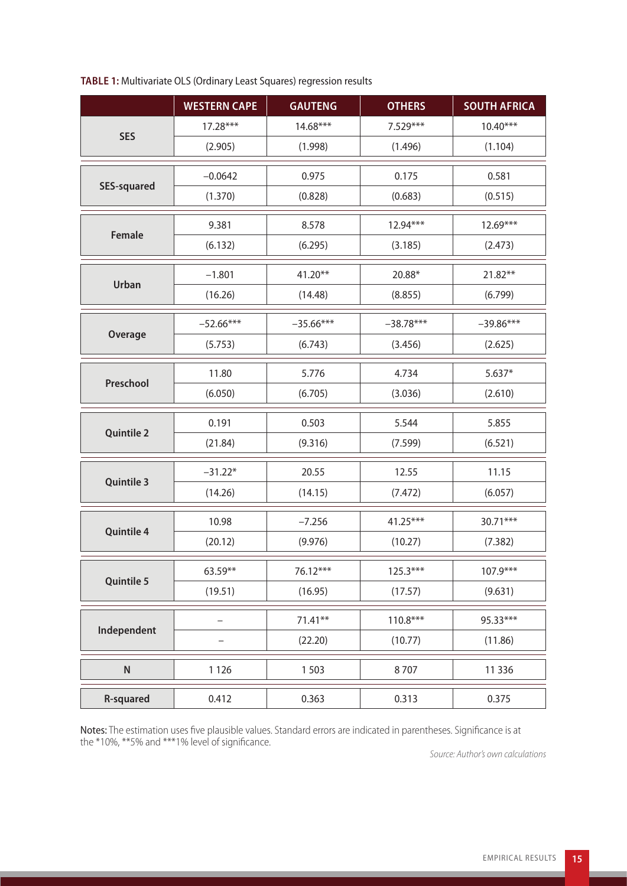**TABLE 1:** Multivariate OLS (Ordinary Least Squares) regression results

| | WESTERN CAPE | GAUTENG | OTHERS | SOUTH AFRICA |
|---|---|---|---|---|
| SES | 17.28*** | 14.68*** | 7.529*** | 10.40*** |
| | (2.905) | (1.998) | (1.496) | (1.104) |
| SES-squared | −0.0642 | 0.975 | 0.175 | 0.581 |
| | (1.370) | (0.828) | (0.683) | (0.515) |
| Female | 9.381 | 8.578 | 12.94*** | 12.69*** |
| | (6.132) | (6.295) | (3.185) | (2.473) |
| Urban | −1.801 | 41.20** | 20.88* | 21.82** |
| | (16.26) | (14.48) | (8.855) | (6.799) |
| Overage | −52.66*** | −35.66*** | −38.78*** | −39.86*** |
| | (5.753) | (6.743) | (3.456) | (2.625) |
| Preschool | 11.80 | 5.776 | 4.734 | 5.637* |
| | (6.050) | (6.705) | (3.036) | (2.610) |
| Quintile 2 | 0.191 | 0.503 | 5.544 | 5.855 |
| | (21.84) | (9.316) | (7.599) | (6.521) |
| Quintile 3 | −31.22* | 20.55 | 12.55 | 11.15 |
| | (14.26) | (14.15) | (7.472) | (6.057) |
| Quintile 4 | 10.98 | −7.256 | 41.25*** | 30.71*** |
| | (20.12) | (9.976) | (10.27) | (7.382) |
| Quintile 5 | 63.59** | 76.12*** | 125.3*** | 107.9*** |
| | (19.51) | (16.95) | (17.57) | (9.631) |
| Independent | – | 71.41** | 110.8*** | 95.33*** |
| | – | (22.20) | (10.77) | (11.86) |
| N | 1 126 | 1 503 | 8 707 | 11 336 |
| R-squared | 0.412 | 0.363 | 0.313 | 0.375 |

**Notes:** The estimation uses five plausible values. Standard errors are indicated in parentheses. Significance is at the *10%, **5% and ***1% level of significance.

*Source: Author's own calculations*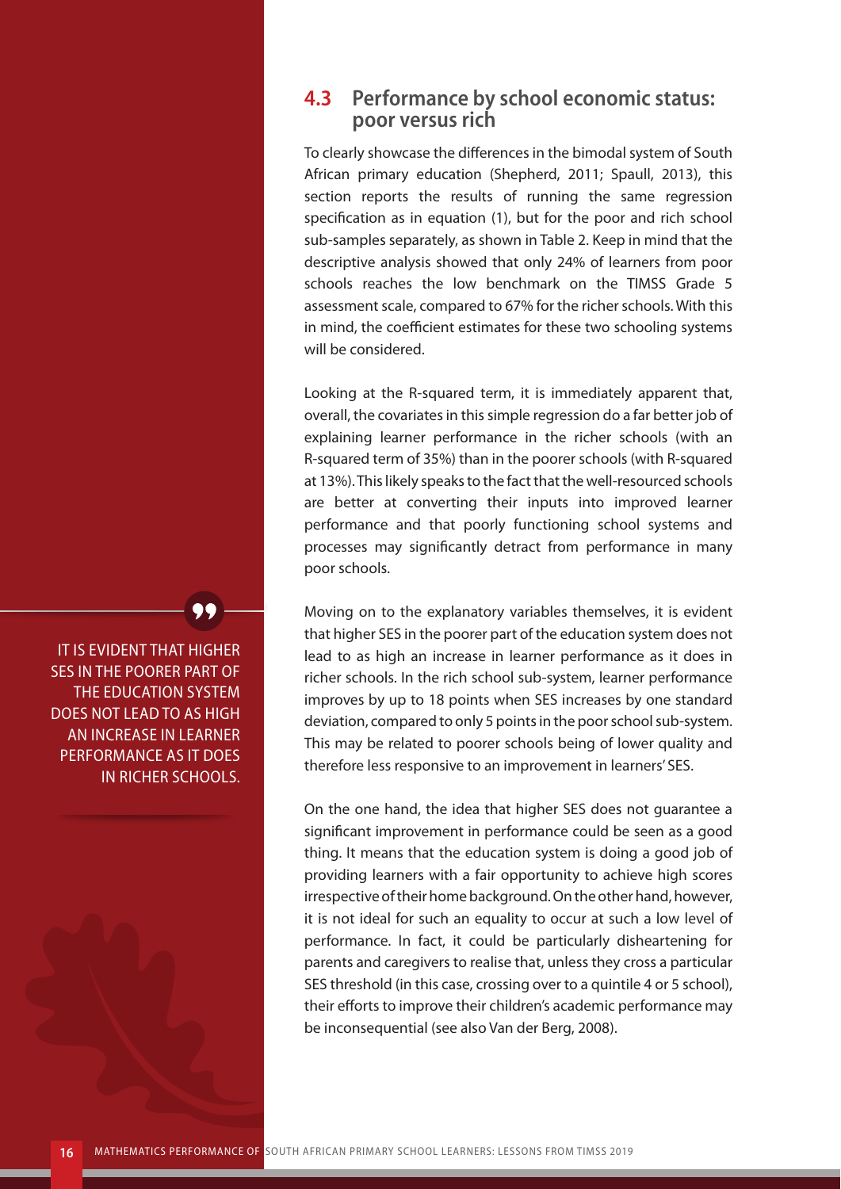## 4.3 Performance by school economic status: poor versus rich

To clearly showcase the differences in the bimodal system of South African primary education (Shepherd, 2011; Spaull, 2013), this section reports the results of running the same regression specification as in equation (1), but for the poor and rich school sub-samples separately, as shown in Table 2. Keep in mind that the descriptive analysis showed that only 24% of learners from poor schools reaches the low benchmark on the TIMSS Grade 5 assessment scale, compared to 67% for the richer schools. With this in mind, the coefficient estimates for these two schooling systems will be considered.

Looking at the R-squared term, it is immediately apparent that, overall, the covariates in this simple regression do a far better job of explaining learner performance in the richer schools (with an R-squared term of 35%) than in the poorer schools (with R-squared at 13%). This likely speaks to the fact that the well-resourced schools are better at converting their inputs into improved learner performance and that poorly functioning school systems and processes may significantly detract from performance in many poor schools.

> IT IS EVIDENT THAT HIGHER SES IN THE POORER PART OF THE EDUCATION SYSTEM DOES NOT LEAD TO AS HIGH AN INCREASE IN LEARNER PERFORMANCE AS IT DOES IN RICHER SCHOOLS.

Moving on to the explanatory variables themselves, it is evident that higher SES in the poorer part of the education system does not lead to as high an increase in learner performance as it does in richer schools. In the rich school sub-system, learner performance improves by up to 18 points when SES increases by one standard deviation, compared to only 5 points in the poor school sub-system. This may be related to poorer schools being of lower quality and therefore less responsive to an improvement in learners' SES.

On the one hand, the idea that higher SES does not guarantee a significant improvement in performance could be seen as a good thing. It means that the education system is doing a good job of providing learners with a fair opportunity to achieve high scores irrespective of their home background. On the other hand, however, it is not ideal for such an equality to occur at such a low level of performance. In fact, it could be particularly disheartening for parents and caregivers to realise that, unless they cross a particular SES threshold (in this case, crossing over to a quintile 4 or 5 school), their efforts to improve their children's academic performance may be inconsequential (see also Van der Berg, 2008).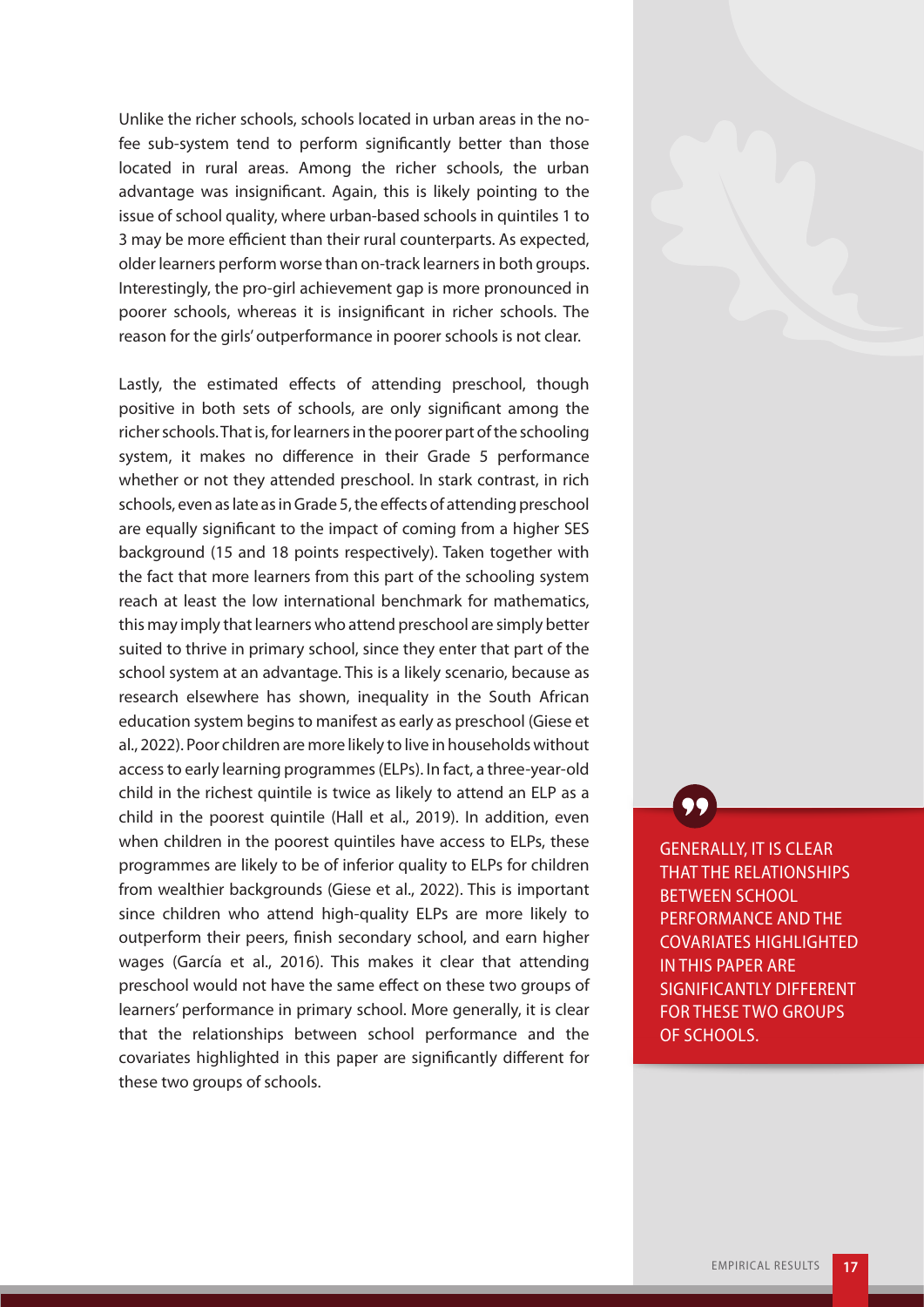Unlike the richer schools, schools located in urban areas in the no-fee sub-system tend to perform significantly better than those located in rural areas. Among the richer schools, the urban advantage was insignificant. Again, this is likely pointing to the issue of school quality, where urban-based schools in quintiles 1 to 3 may be more efficient than their rural counterparts. As expected, older learners perform worse than on-track learners in both groups. Interestingly, the pro-girl achievement gap is more pronounced in poorer schools, whereas it is insignificant in richer schools. The reason for the girls' outperformance in poorer schools is not clear.

Lastly, the estimated effects of attending preschool, though positive in both sets of schools, are only significant among the richer schools. That is, for learners in the poorer part of the schooling system, it makes no difference in their Grade 5 performance whether or not they attended preschool. In stark contrast, in rich schools, even as late as in Grade 5, the effects of attending preschool are equally significant to the impact of coming from a higher SES background (15 and 18 points respectively). Taken together with the fact that more learners from this part of the schooling system reach at least the low international benchmark for mathematics, this may imply that learners who attend preschool are simply better suited to thrive in primary school, since they enter that part of the school system at an advantage. This is a likely scenario, because as research elsewhere has shown, inequality in the South African education system begins to manifest as early as preschool (Giese et al., 2022). Poor children are more likely to live in households without access to early learning programmes (ELPs). In fact, a three-year-old child in the richest quintile is twice as likely to attend an ELP as a child in the poorest quintile (Hall et al., 2019). In addition, even when children in the poorest quintiles have access to ELPs, these programmes are likely to be of inferior quality to ELPs for children from wealthier backgrounds (Giese et al., 2022). This is important since children who attend high-quality ELPs are more likely to outperform their peers, finish secondary school, and earn higher wages (García et al., 2016). This makes it clear that attending preschool would not have the same effect on these two groups of learners' performance in primary school. More generally, it is clear that the relationships between school performance and the covariates highlighted in this paper are significantly different for these two groups of schools.

> GENERALLY, IT IS CLEAR THAT THE RELATIONSHIPS BETWEEN SCHOOL PERFORMANCE AND THE COVARIATES HIGHLIGHTED IN THIS PAPER ARE SIGNIFICANTLY DIFFERENT FOR THESE TWO GROUPS OF SCHOOLS.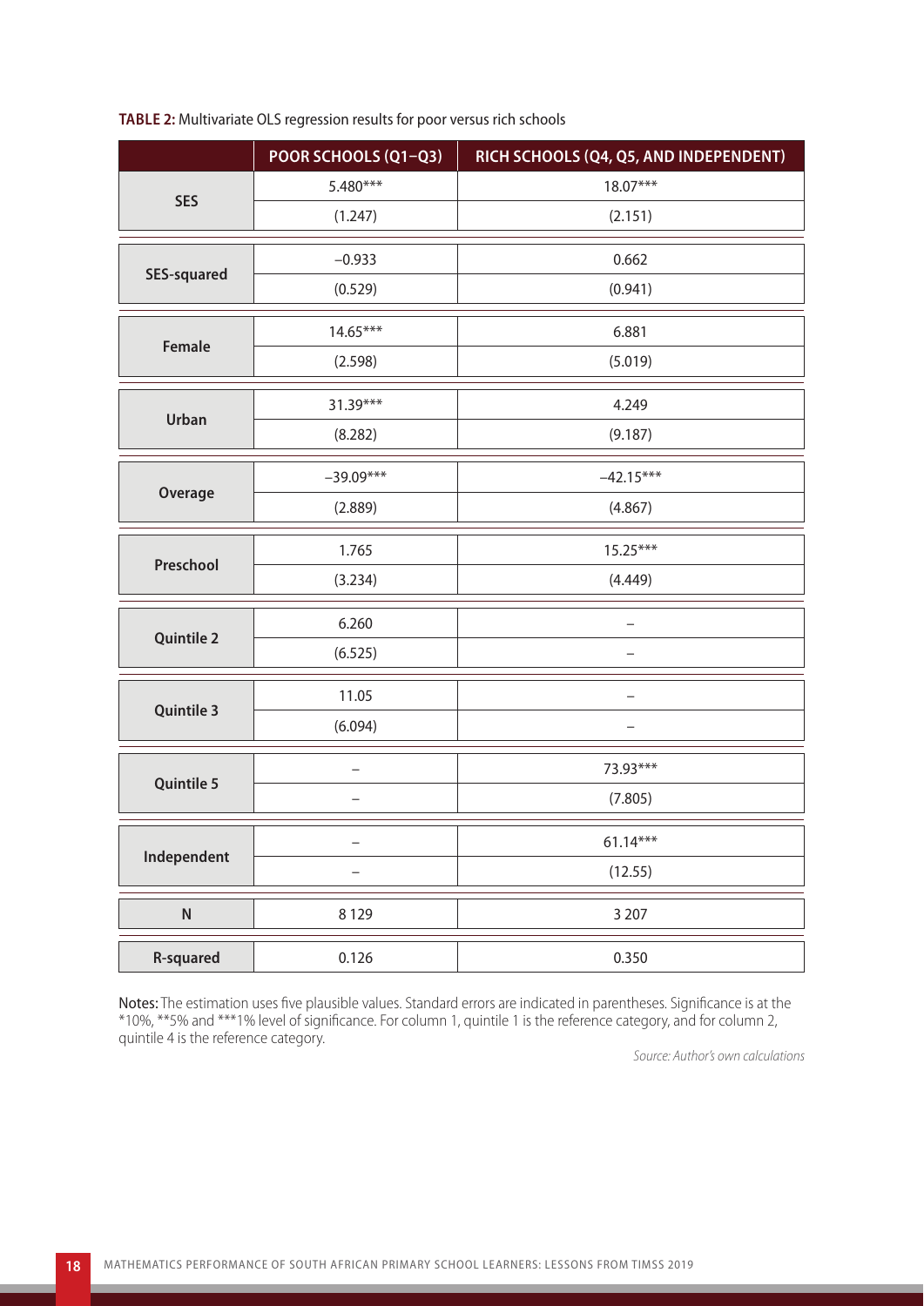**TABLE 2:** Multivariate OLS regression results for poor versus rich schools

| | POOR SCHOOLS (Q1–Q3) | RICH SCHOOLS (Q4, Q5, AND INDEPENDENT) |
|---|---|---|
| SES | 5.480*** | 18.07*** |
| | (1.247) | (2.151) |
| SES-squared | −0.933 | 0.662 |
| | (0.529) | (0.941) |
| Female | 14.65*** | 6.881 |
| | (2.598) | (5.019) |
| Urban | 31.39*** | 4.249 |
| | (8.282) | (9.187) |
| Overage | −39.09*** | −42.15*** |
| | (2.889) | (4.867) |
| Preschool | 1.765 | 15.25*** |
| | (3.234) | (4.449) |
| Quintile 2 | 6.260 | – |
| | (6.525) | – |
| Quintile 3 | 11.05 | – |
| | (6.094) | – |
| Quintile 5 | – | 73.93*** |
| | – | (7.805) |
| Independent | – | 61.14*** |
| | – | (12.55) |
| N | 8 129 | 3 207 |
| R-squared | 0.126 | 0.350 |

Notes: The estimation uses five plausible values. Standard errors are indicated in parentheses. Significance is at the *10%, **5% and ***1% level of significance. For column 1, quintile 1 is the reference category, and for column 2, quintile 4 is the reference category.

*Source: Author's own calculations*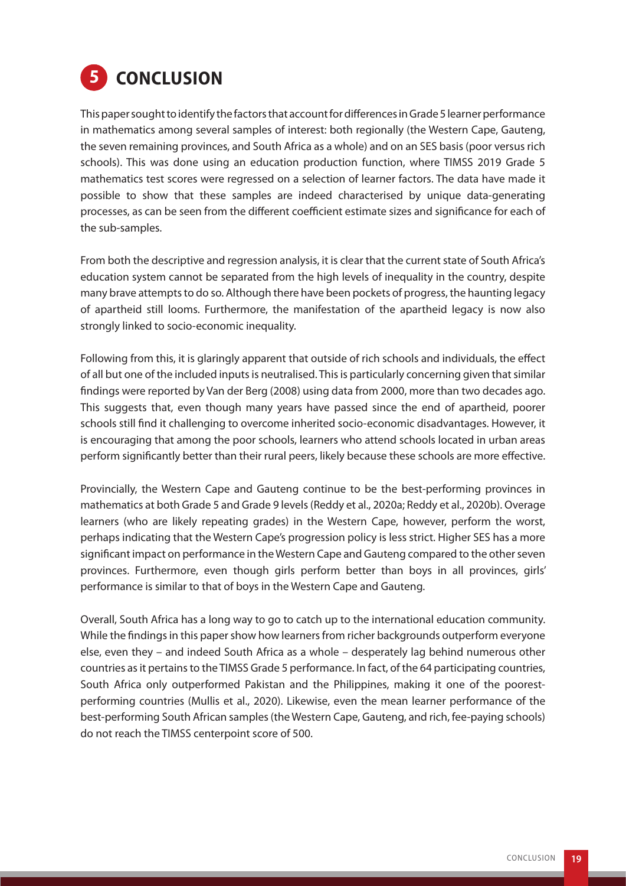# 5 CONCLUSION

This paper sought to identify the factors that account for differences in Grade 5 learner performance in mathematics among several samples of interest: both regionally (the Western Cape, Gauteng, the seven remaining provinces, and South Africa as a whole) and on an SES basis (poor versus rich schools). This was done using an education production function, where TIMSS 2019 Grade 5 mathematics test scores were regressed on a selection of learner factors. The data have made it possible to show that these samples are indeed characterised by unique data-generating processes, as can be seen from the different coefficient estimate sizes and significance for each of the sub-samples.

From both the descriptive and regression analysis, it is clear that the current state of South Africa's education system cannot be separated from the high levels of inequality in the country, despite many brave attempts to do so. Although there have been pockets of progress, the haunting legacy of apartheid still looms. Furthermore, the manifestation of the apartheid legacy is now also strongly linked to socio-economic inequality.

Following from this, it is glaringly apparent that outside of rich schools and individuals, the effect of all but one of the included inputs is neutralised. This is particularly concerning given that similar findings were reported by Van der Berg (2008) using data from 2000, more than two decades ago. This suggests that, even though many years have passed since the end of apartheid, poorer schools still find it challenging to overcome inherited socio-economic disadvantages. However, it is encouraging that among the poor schools, learners who attend schools located in urban areas perform significantly better than their rural peers, likely because these schools are more effective.

Provincially, the Western Cape and Gauteng continue to be the best-performing provinces in mathematics at both Grade 5 and Grade 9 levels (Reddy et al., 2020a; Reddy et al., 2020b). Overage learners (who are likely repeating grades) in the Western Cape, however, perform the worst, perhaps indicating that the Western Cape's progression policy is less strict. Higher SES has a more significant impact on performance in the Western Cape and Gauteng compared to the other seven provinces. Furthermore, even though girls perform better than boys in all provinces, girls' performance is similar to that of boys in the Western Cape and Gauteng.

Overall, South Africa has a long way to go to catch up to the international education community. While the findings in this paper show how learners from richer backgrounds outperform everyone else, even they – and indeed South Africa as a whole – desperately lag behind numerous other countries as it pertains to the TIMSS Grade 5 performance. In fact, of the 64 participating countries, South Africa only outperformed Pakistan and the Philippines, making it one of the poorest-performing countries (Mullis et al., 2020). Likewise, even the mean learner performance of the best-performing South African samples (the Western Cape, Gauteng, and rich, fee-paying schools) do not reach the TIMSS centerpoint score of 500.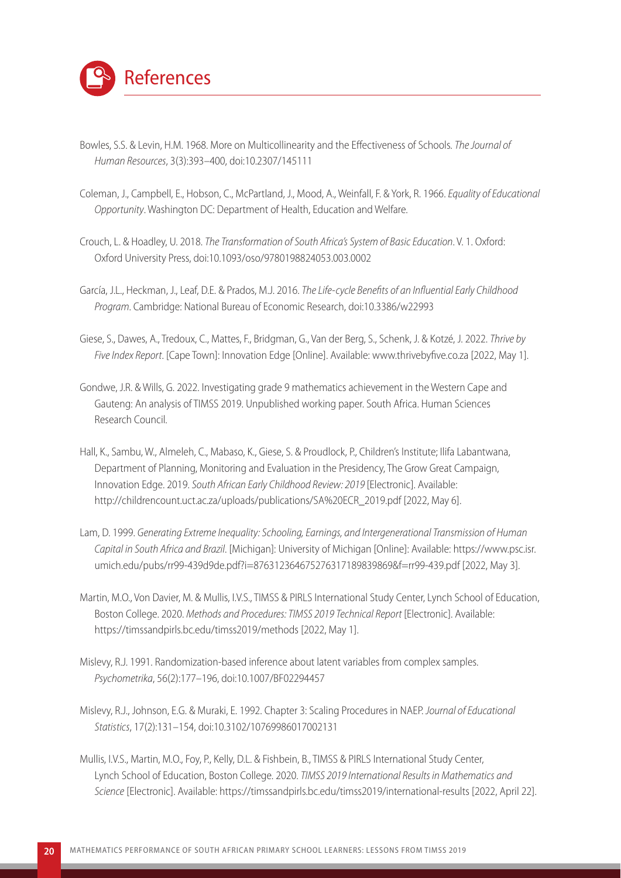# References

Bowles, S.S. & Levin, H.M. 1968. More on Multicollinearity and the Effectiveness of Schools. *The Journal of Human Resources*, 3(3):393–400, doi:10.2307/145111

Coleman, J., Campbell, E., Hobson, C., McPartland, J., Mood, A., Weinfall, F. & York, R. 1966. *Equality of Educational Opportunity*. Washington DC: Department of Health, Education and Welfare.

Crouch, L. & Hoadley, U. 2018. *The Transformation of South Africa's System of Basic Education*. V. 1. Oxford: Oxford University Press, doi:10.1093/oso/9780198824053.003.0002

García, J.L., Heckman, J., Leaf, D.E. & Prados, M.J. 2016. *The Life-cycle Benefits of an Influential Early Childhood Program*. Cambridge: National Bureau of Economic Research, doi:10.3386/w22993

Giese, S., Dawes, A., Tredoux, C., Mattes, F., Bridgman, G., Van der Berg, S., Schenk, J. & Kotzé, J. 2022. *Thrive by Five Index Report*. [Cape Town]: Innovation Edge [Online]. Available: www.thrivebyfive.co.za [2022, May 1].

Gondwe, J.R. & Wills, G. 2022. Investigating grade 9 mathematics achievement in the Western Cape and Gauteng: An analysis of TIMSS 2019. Unpublished working paper. South Africa. Human Sciences Research Council.

Hall, K., Sambu, W., Almeleh, C., Mabaso, K., Giese, S. & Proudlock, P., Children's Institute; Ilifa Labantwana, Department of Planning, Monitoring and Evaluation in the Presidency, The Grow Great Campaign, Innovation Edge. 2019. *South African Early Childhood Review: 2019* [Electronic]. Available: http://childrencount.uct.ac.za/uploads/publications/SA%20ECR_2019.pdf [2022, May 6].

Lam, D. 1999. *Generating Extreme Inequality: Schooling, Earnings, and Intergenerational Transmission of Human Capital in South Africa and Brazil*. [Michigan]: University of Michigan [Online]: Available: https://www.psc.isr.umich.edu/pubs/rr99-439d9de.pdf?i=876312364675276317189839869&f=rr99-439.pdf [2022, May 3].

Martin, M.O., Von Davier, M. & Mullis, I.V.S., TIMSS & PIRLS International Study Center, Lynch School of Education, Boston College. 2020. *Methods and Procedures: TIMSS 2019 Technical Report* [Electronic]. Available: https://timssandpirls.bc.edu/timss2019/methods [2022, May 1].

Mislevy, R.J. 1991. Randomization-based inference about latent variables from complex samples. *Psychometrika*, 56(2):177–196, doi:10.1007/BF02294457

Mislevy, R.J., Johnson, E.G. & Muraki, E. 1992. Chapter 3: Scaling Procedures in NAEP. *Journal of Educational Statistics*, 17(2):131–154, doi:10.3102/10769986017002131

Mullis, I.V.S., Martin, M.O., Foy, P., Kelly, D.L. & Fishbein, B., TIMSS & PIRLS International Study Center, Lynch School of Education, Boston College. 2020. *TIMSS 2019 International Results in Mathematics and Science* [Electronic]. Available: https://timssandpirls.bc.edu/timss2019/international-results [2022, April 22].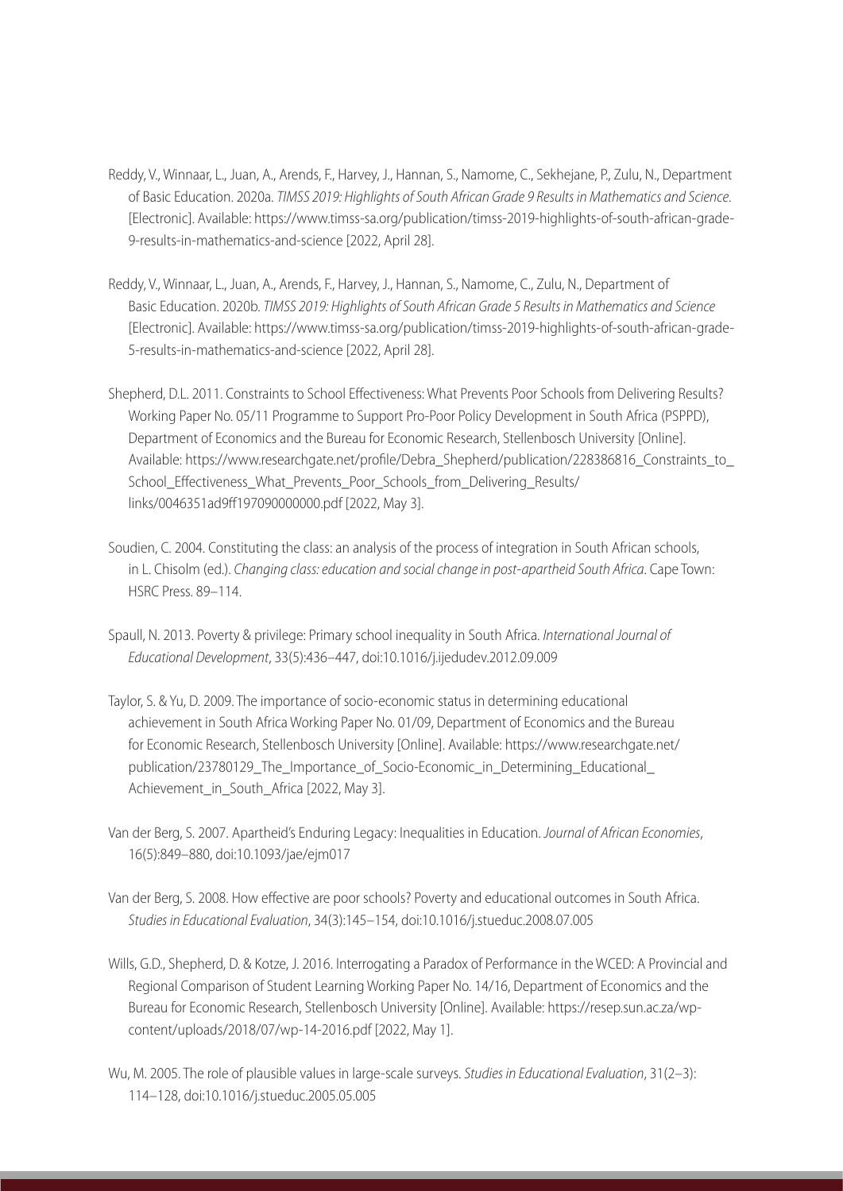Reddy, V., Winnaar, L., Juan, A., Arends, F., Harvey, J., Hannan, S., Namome, C., Sekhejane, P., Zulu, N., Department of Basic Education. 2020a. *TIMSS 2019: Highlights of South African Grade 9 Results in Mathematics and Science*. [Electronic]. Available: https://www.timss-sa.org/publication/timss-2019-highlights-of-south-african-grade-9-results-in-mathematics-and-science [2022, April 28].

Reddy, V., Winnaar, L., Juan, A., Arends, F., Harvey, J., Hannan, S., Namome, C., Zulu, N., Department of Basic Education. 2020b. *TIMSS 2019: Highlights of South African Grade 5 Results in Mathematics and Science* [Electronic]. Available: https://www.timss-sa.org/publication/timss-2019-highlights-of-south-african-grade-5-results-in-mathematics-and-science [2022, April 28].

Shepherd, D.L. 2011. Constraints to School Effectiveness: What Prevents Poor Schools from Delivering Results? Working Paper No. 05/11 Programme to Support Pro-Poor Policy Development in South Africa (PSPPD), Department of Economics and the Bureau for Economic Research, Stellenbosch University [Online]. Available: https://www.researchgate.net/profile/Debra_Shepherd/publication/228386816_Constraints_to_School_Effectiveness_What_Prevents_Poor_Schools_from_Delivering_Results/links/0046351ad9ff197090000000.pdf [2022, May 3].

Soudien, C. 2004. Constituting the class: an analysis of the process of integration in South African schools, in L. Chisolm (ed.). *Changing class: education and social change in post-apartheid South Africa*. Cape Town: HSRC Press. 89–114.

Spaull, N. 2013. Poverty & privilege: Primary school inequality in South Africa. *International Journal of Educational Development*, 33(5):436–447, doi:10.1016/j.ijedudev.2012.09.009

Taylor, S. & Yu, D. 2009. The importance of socio-economic status in determining educational achievement in South Africa Working Paper No. 01/09, Department of Economics and the Bureau for Economic Research, Stellenbosch University [Online]. Available: https://www.researchgate.net/publication/23780129_The_Importance_of_Socio-Economic_in_Determining_Educational_Achievement_in_South_Africa [2022, May 3].

Van der Berg, S. 2007. Apartheid's Enduring Legacy: Inequalities in Education. *Journal of African Economies*, 16(5):849–880, doi:10.1093/jae/ejm017

Van der Berg, S. 2008. How effective are poor schools? Poverty and educational outcomes in South Africa. *Studies in Educational Evaluation*, 34(3):145–154, doi:10.1016/j.stueduc.2008.07.005

Wills, G.D., Shepherd, D. & Kotze, J. 2016. Interrogating a Paradox of Performance in the WCED: A Provincial and Regional Comparison of Student Learning Working Paper No. 14/16, Department of Economics and the Bureau for Economic Research, Stellenbosch University [Online]. Available: https://resep.sun.ac.za/wp-content/uploads/2018/07/wp-14-2016.pdf [2022, May 1].

Wu, M. 2005. The role of plausible values in large-scale surveys. *Studies in Educational Evaluation*, 31(2–3): 114–128, doi:10.1016/j.stueduc.2005.05.005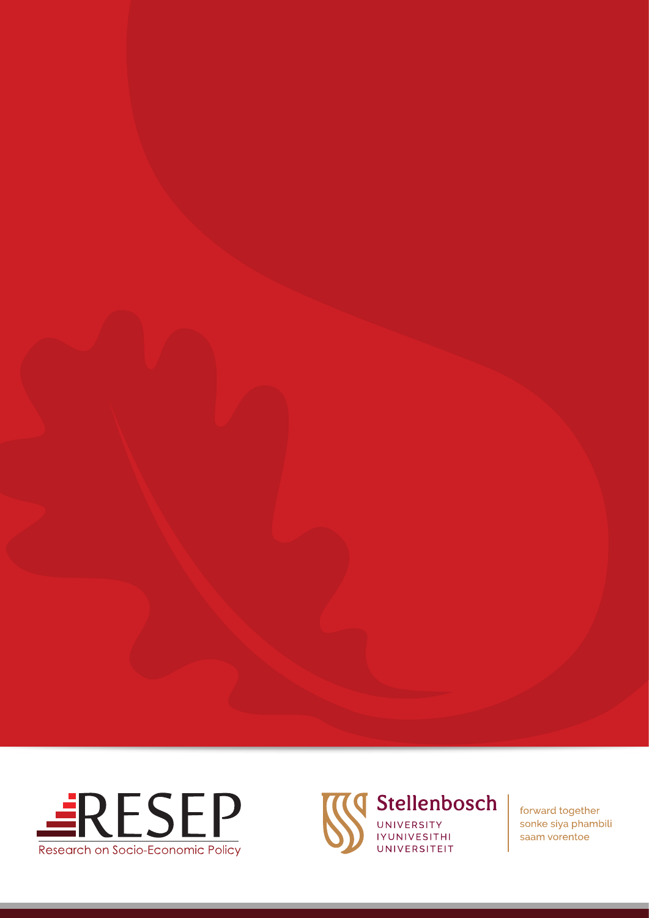RESEP

Research on Socio-Economic Policy

Stellenbosch

UNIVERSITY
IYUNIVESITHI
UNIVERSITEIT

forward together
sonke siya phambili
saam vorentoe